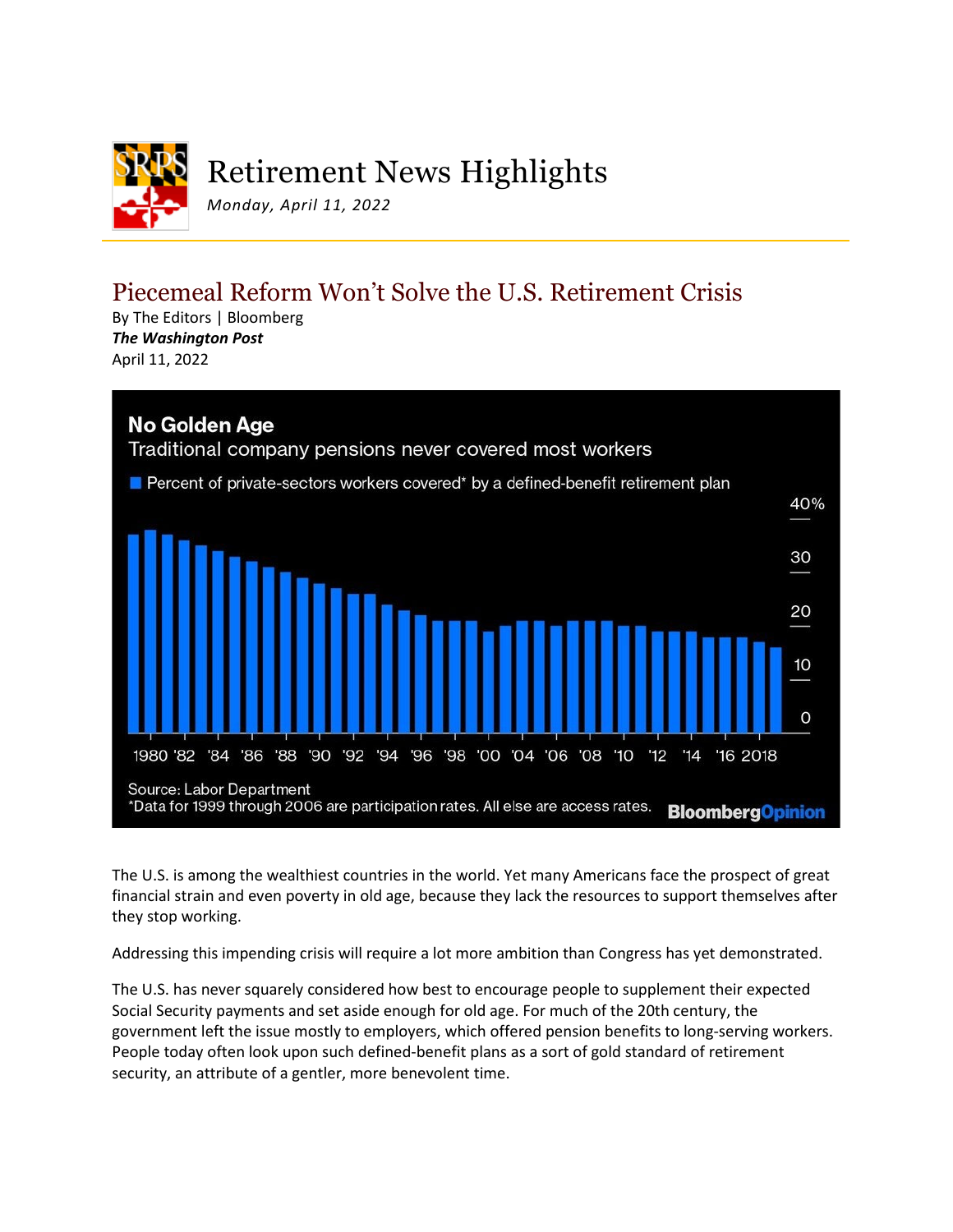# Retirement News Highlights

*Monday, April 11, 2022*

## Piecemeal Reform Won't Solve the U.S. Retirement Crisis

By The Editors | Bloomberg
***The Washington Post***
April 11, 2022

**No Golden Age**
Traditional company pensions never covered most workers

Percent of private-sectors workers covered* by a defined-benefit retirement plan

Source: Labor Department
*Data for 1999 through 2006 are participation rates. All else are access rates.

BloombergOpinion

The U.S. is among the wealthiest countries in the world. Yet many Americans face the prospect of great financial strain and even poverty in old age, because they lack the resources to support themselves after they stop working.

Addressing this impending crisis will require a lot more ambition than Congress has yet demonstrated.

The U.S. has never squarely considered how best to encourage people to supplement their expected Social Security payments and set aside enough for old age. For much of the 20th century, the government left the issue mostly to employers, which offered pension benefits to long-serving workers. People today often look upon such defined-benefit plans as a sort of gold standard of retirement security, an attribute of a gentler, more benevolent time.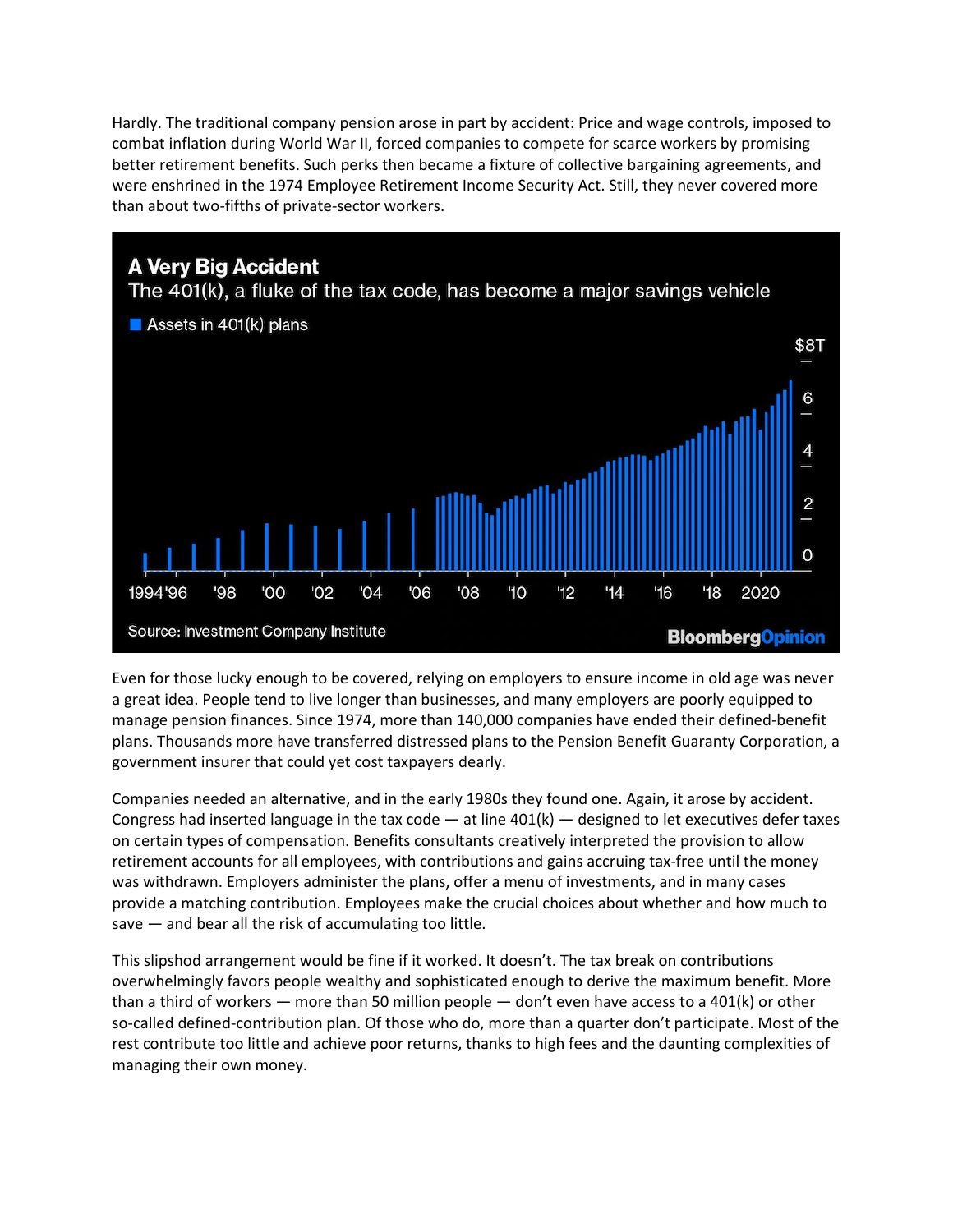Hardly. The traditional company pension arose in part by accident: Price and wage controls, imposed to combat inflation during World War II, forced companies to compete for scarce workers by promising better retirement benefits. Such perks then became a fixture of collective bargaining agreements, and were enshrined in the 1974 Employee Retirement Income Security Act. Still, they never covered more than about two-fifths of private-sector workers.

**A Very Big Accident**

The 401(k), a fluke of the tax code, has become a major savings vehicle

Assets in 401(k) plans

Source: Investment Company Institute

BloombergOpinion

Even for those lucky enough to be covered, relying on employers to ensure income in old age was never a great idea. People tend to live longer than businesses, and many employers are poorly equipped to manage pension finances. Since 1974, more than 140,000 companies have ended their defined-benefit plans. Thousands more have transferred distressed plans to the Pension Benefit Guaranty Corporation, a government insurer that could yet cost taxpayers dearly.

Companies needed an alternative, and in the early 1980s they found one. Again, it arose by accident. Congress had inserted language in the tax code — at line 401(k) — designed to let executives defer taxes on certain types of compensation. Benefits consultants creatively interpreted the provision to allow retirement accounts for all employees, with contributions and gains accruing tax-free until the money was withdrawn. Employers administer the plans, offer a menu of investments, and in many cases provide a matching contribution. Employees make the crucial choices about whether and how much to save — and bear all the risk of accumulating too little.

This slipshod arrangement would be fine if it worked. It doesn't. The tax break on contributions overwhelmingly favors people wealthy and sophisticated enough to derive the maximum benefit. More than a third of workers — more than 50 million people — don't even have access to a 401(k) or other so-called defined-contribution plan. Of those who do, more than a quarter don't participate. Most of the rest contribute too little and achieve poor returns, thanks to high fees and the daunting complexities of managing their own money.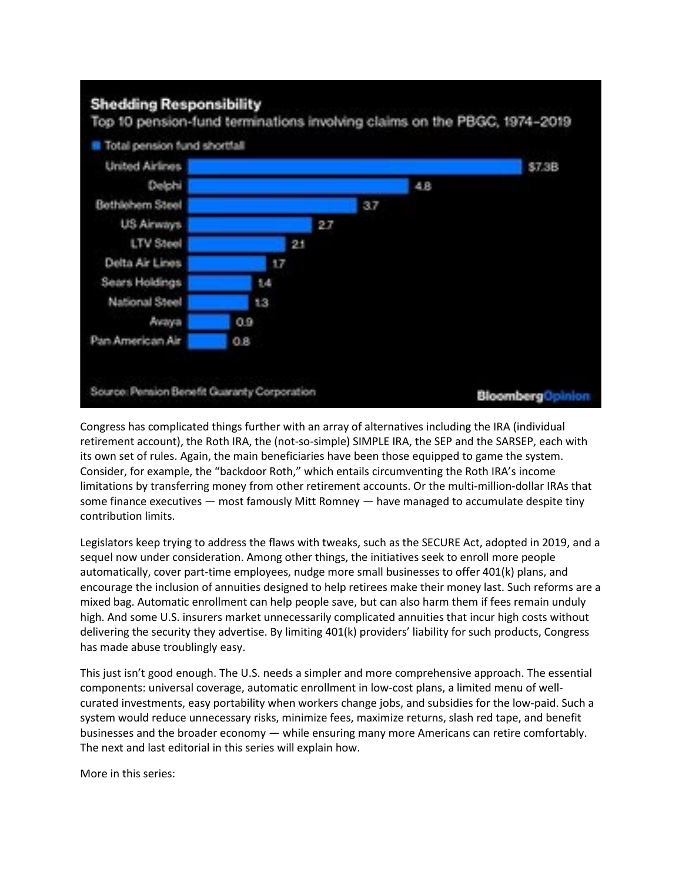**Shedding Responsibility**

Top 10 pension-fund terminations involving claims on the PBGC, 1974–2019

Total pension fund shortfall

| Company | Shortfall |
| --- | --- |
| United Airlines | $7.3B |
| Delphi | 4.8 |
| Bethlehem Steel | 3.7 |
| US Airways | 2.7 |
| LTV Steel | 2.1 |
| Delta Air Lines | 1.7 |
| Sears Holdings | 1.4 |
| National Steel | 1.3 |
| Avaya | 0.9 |
| Pan American Air | 0.8 |

Source: Pension Benefit Guaranty Corporation

Bloomberg Opinion

Congress has complicated things further with an array of alternatives including the IRA (individual retirement account), the Roth IRA, the (not-so-simple) SIMPLE IRA, the SEP and the SARSEP, each with its own set of rules. Again, the main beneficiaries have been those equipped to game the system. Consider, for example, the "backdoor Roth," which entails circumventing the Roth IRA's income limitations by transferring money from other retirement accounts. Or the multi-million-dollar IRAs that some finance executives — most famously Mitt Romney — have managed to accumulate despite tiny contribution limits.

Legislators keep trying to address the flaws with tweaks, such as the SECURE Act, adopted in 2019, and a sequel now under consideration. Among other things, the initiatives seek to enroll more people automatically, cover part-time employees, nudge more small businesses to offer 401(k) plans, and encourage the inclusion of annuities designed to help retirees make their money last. Such reforms are a mixed bag. Automatic enrollment can help people save, but can also harm them if fees remain unduly high. And some U.S. insurers market unnecessarily complicated annuities that incur high costs without delivering the security they advertise. By limiting 401(k) providers' liability for such products, Congress has made abuse troublingly easy.

This just isn't good enough. The U.S. needs a simpler and more comprehensive approach. The essential components: universal coverage, automatic enrollment in low-cost plans, a limited menu of well-curated investments, easy portability when workers change jobs, and subsidies for the low-paid. Such a system would reduce unnecessary risks, minimize fees, maximize returns, slash red tape, and benefit businesses and the broader economy — while ensuring many more Americans can retire comfortably. The next and last editorial in this series will explain how.

More in this series: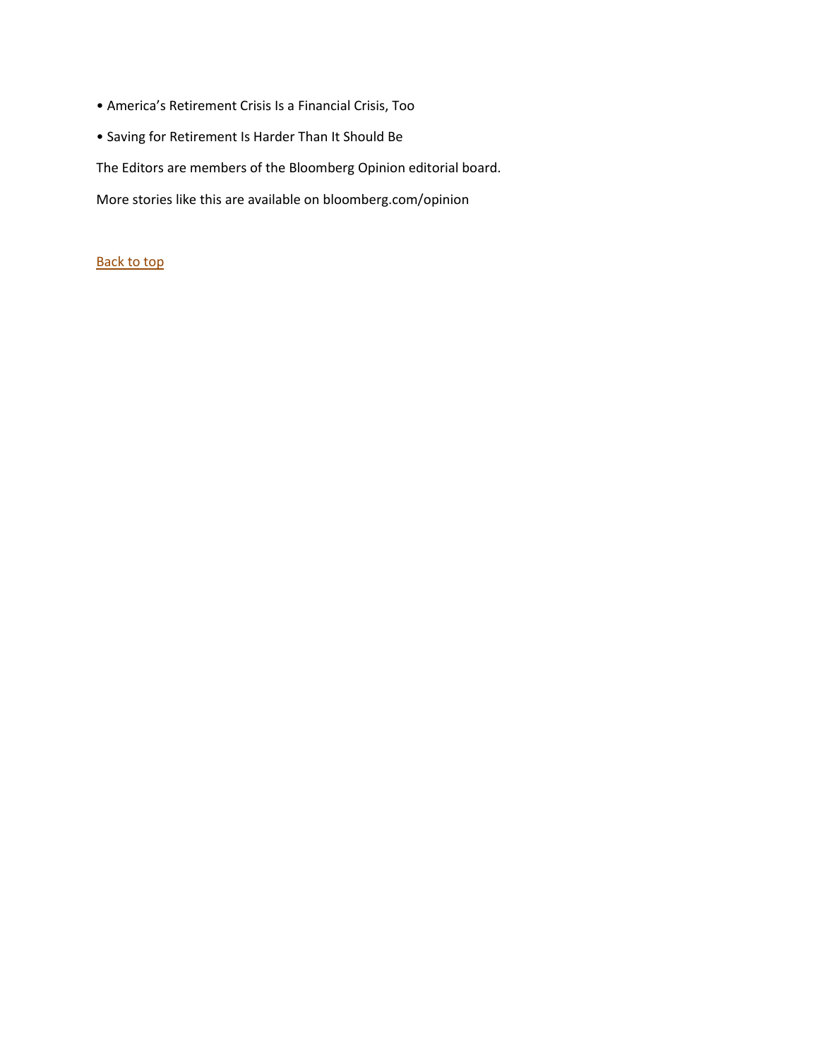• America's Retirement Crisis Is a Financial Crisis, Too

• Saving for Retirement Is Harder Than It Should Be

The Editors are members of the Bloomberg Opinion editorial board.

More stories like this are available on bloomberg.com/opinion

Back to top